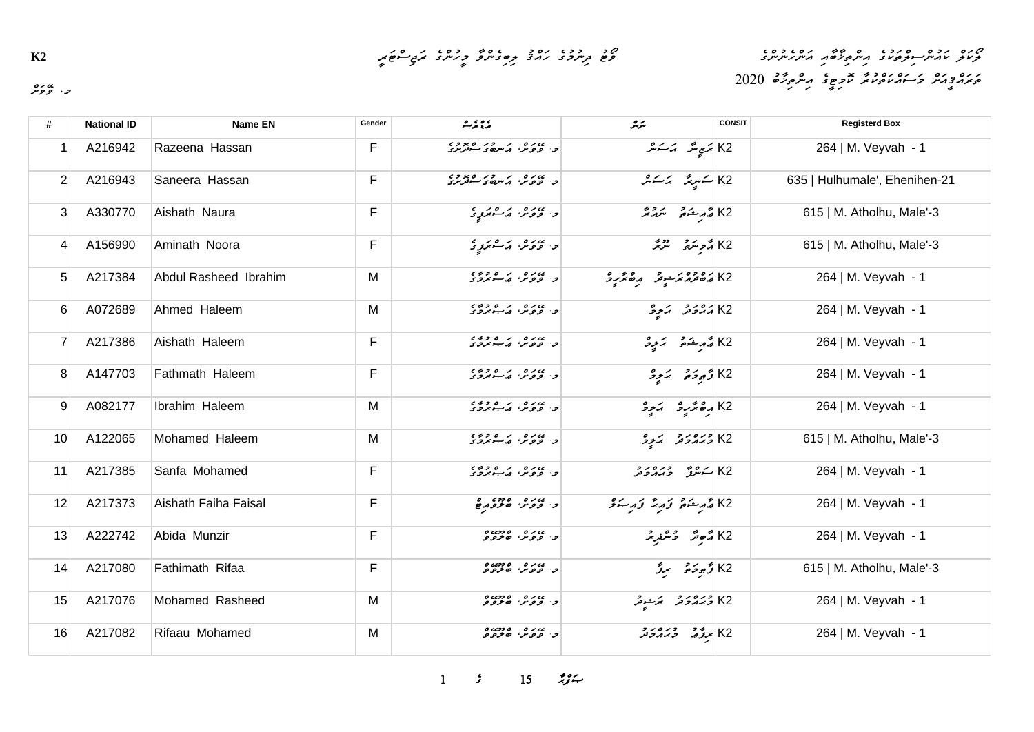# ރާއްޖޭގެ ކައުންސިލްތަކުގެ އިންތިޚާބު އަތޮޅުތަކާއި އަތޮޅުގެ ތަރައްޤީއަށް ދިރާސާކުރާ ކޮމިޓީ K2 2020

ވ. ވޭވަށް

| # | National ID | Name EN | Gender | ގެއްގެ ނަން | ނަން | CONSIT | Registerd Box |
|---|---|---|---|---|---|---|---|
| 1 | A216942 | Razeena Hassan | F | ވ. ވޭވަށް، އަރިހުގެ ސައުދުދާރު | ރަޒީނާ ހަސަން | K2 | 264 \| M. Veyvah - 1 |
| 2 | A216943 | Saneera Hassan | F | ވ. ވޭވަށް، އަރިހުގެ ސައުދުދާރު | ސަނީރާ ހަސަން | K2 | 635 \| Hulhumale', Ehenihen-21 |
| 3 | A330770 | Aishath Naura | F | ވ. ވޭވަށް، އަސްމަރުވީ | އާއިޝަތު ނައުރާ | K2 | 615 \| M. Atholhu, Male'-3 |
| 4 | A156990 | Aminath Noora | F | ވ. ވޭވަށް، އަސްމަރުވީ | އާމިނަތު ނޫރާ | K2 | 615 \| M. Atholhu, Male'-3 |
| 5 | A217384 | Abdul Rasheed Ibrahim | M | ވ. ވޭވަށް، އަސްރުމާގެ | އަބްދުއްރަޝީދު އިބްރާހީމް | K2 | 264 \| M. Veyvah - 1 |
| 6 | A072689 | Ahmed Haleem | M | ވ. ވޭވަށް، އަސްރުމާގެ | އަހްމަދު ހަލީމް | K2 | 264 \| M. Veyvah - 1 |
| 7 | A217386 | Aishath Haleem | F | ވ. ވޭވަށް، އަސްރުމާގެ | އާއިޝަތު ހަލީމް | K2 | 264 \| M. Veyvah - 1 |
| 8 | A147703 | Fathmath Haleem | F | ވ. ވޭވަށް، އަސްރުމާގެ | ފާތިމަތު ހަލީމް | K2 | 264 \| M. Veyvah - 1 |
| 9 | A082177 | Ibrahim Haleem | M | ވ. ވޭވަށް، އަސްރުމާގެ | އިބްރާހީމް ހަލީމް | K2 | 264 \| M. Veyvah - 1 |
| 10 | A122065 | Mohamed Haleem | M | ވ. ވޭވަށް، އަސްރުމާގެ | މުހައްމަދު ހަލީމް | K2 | 615 \| M. Atholhu, Male'-3 |
| 11 | A217385 | Sanfa Mohamed | F | ވ. ވޭވަށް، އަސްރުމާގެ | ސަންފާ މުހައްމަދު | K2 | 264 \| M. Veyvah - 1 |
| 12 | A217373 | Aishath Faiha Faisal | F | ވ. ވޭވަށް، ބޮޑުވެއިޓް | އާއިޝަތު ފައިހާ ފައިސަލް | K2 | 264 \| M. Veyvah - 1 |
| 13 | A222742 | Abida Munzir | F | ވ. ވޭވަށް، ބޮޑުވޭގެ | އާބިދާ މުންޒިރު | K2 | 264 \| M. Veyvah - 1 |
| 14 | A217080 | Fathimath Rifaa | F | ވ. ވޭވަށް، ބޮޑުވޭގެ | ފާތިމަތު ރިފާ | K2 | 615 \| M. Atholhu, Male'-3 |
| 15 | A217076 | Mohamed Rasheed | M | ވ. ވޭވަށް، ބޮޑުވޭގެ | މުހައްމަދު ރަޝީދު | K2 | 264 \| M. Veyvah - 1 |
| 16 | A217082 | Rifaau Mohamed | M | ވ. ވޭވަށް، ބޮޑުވޭގެ | ރިފާއު މުހައްމަދު | K2 | 264 \| M. Veyvah - 1 |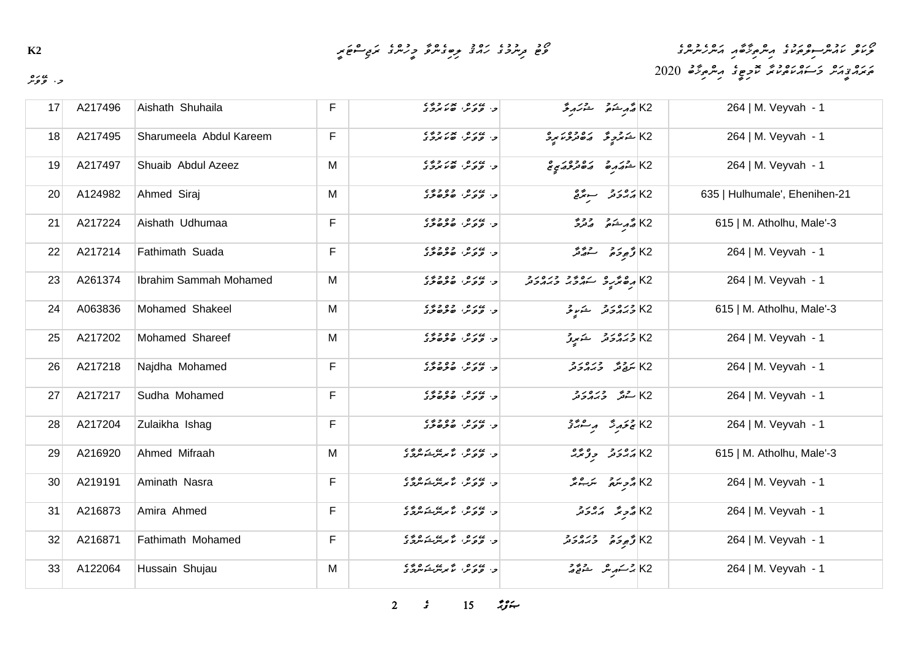| 17 | A217496 | Aishath Shuhaila | F | و· ވެވަށް، ބަނަދުވާ | K2 ﻿ޢާއިޝަތު ޝުހައިލާ | 264 \| M. Veyvah - 1 |
|---|---|---|---|---|---|---|
| 18 | A217495 | Sharumeela Abdul Kareem | F | و· ވެވަށް، ބަނަދުވާ | K2 ޝަރުމީލާ އަބްދުލްކަރީމް | 264 \| M. Veyvah - 1 |
| 19 | A217497 | Shuaib Abdul Azeez | M | و· ވެވަށް، ބަނަދުވާ | K2 ޝުޢައިބު އަބްދުލްޢަޒީޒު | 264 \| M. Veyvah - 1 |
| 20 | A124982 | Ahmed Siraj | M | و· ވެވަށް، ބުލްބުލާގެ | K2 އަހްމަދު ސިރާޖު | 635 \| Hulhumale', Ehenihen-21 |
| 21 | A217224 | Aishath Udhumaa | F | و· ވެވަށް، ބުލްބުލާގެ | K2 ޢާއިޝަތު އުދުމާ | 615 \| M. Atholhu, Male'-3 |
| 22 | A217214 | Fathimath Suada | F | و· ވެވަށް، ބުލްބުލާގެ | K2 ފާތިމަތު ސުޢާދާ | 264 \| M. Veyvah - 1 |
| 23 | A261374 | Ibrahim Sammah Mohamed | M | و· ވެވަށް، ބުލްބުލާގެ | K2 އިބްރާހީމް ސައްމާހު މުހައްމަދު | 264 \| M. Veyvah - 1 |
| 24 | A063836 | Mohamed Shakeel | M | و· ވެވަށް، ބުލްބުލާގެ | K2 މުހައްމަދު ޝަކީލް | 615 \| M. Atholhu, Male'-3 |
| 25 | A217202 | Mohamed Shareef | M | و· ވެވަށް، ބުލްބުލާގެ | K2 މުހައްމަދު ޝަރީފް | 264 \| M. Veyvah - 1 |
| 26 | A217218 | Najdha Mohamed | F | و· ވެވަށް، ބުލްބުލާގެ | K2 ނަޖްދާ މުހައްމަދު | 264 \| M. Veyvah - 1 |
| 27 | A217217 | Sudha Mohamed | F | و· ވެވަށް، ބުލްބުލާގެ | K2 ސުދާ މުހައްމަދު | 264 \| M. Veyvah - 1 |
| 28 | A217204 | Zulaikha Ishag | F | و· ވެވަށް، ބުލްބުލާގެ | K2 ޒުލައިޚާ އިސްޙާޤު | 264 \| M. Veyvah - 1 |
| 29 | A216920 | Ahmed Mifraah | M | و· ވެވަށް، ގުރާންޝަރީފްގެ | K2 އަހްމަދު މިފްރާހު | 615 \| M. Atholhu, Male'-3 |
| 30 | A219191 | Aminath Nasra | F | و· ވެވަށް، ގުރާންޝަރީފްގެ | K2 އާމިނަތު ނަސްރާ | 264 \| M. Veyvah - 1 |
| 31 | A216873 | Amira Ahmed | F | و· ވެވަށް، ގުރާންޝަރީފްގެ | K2 އާމިރާ އަހްމަދު | 264 \| M. Veyvah - 1 |
| 32 | A216871 | Fathimath Mohamed | F | و· ވެވަށް، ގުރާންޝަރީފްގެ | K2 ފާތިމަތު މުހައްމަދު | 264 \| M. Veyvah - 1 |
| 33 | A122064 | Hussain Shujau | M | و· ވެވަށް، ގުރާންޝަރީފްގެ | K2 ހުސައިން ޝުޖާޢު | 264 \| M. Veyvah - 1 |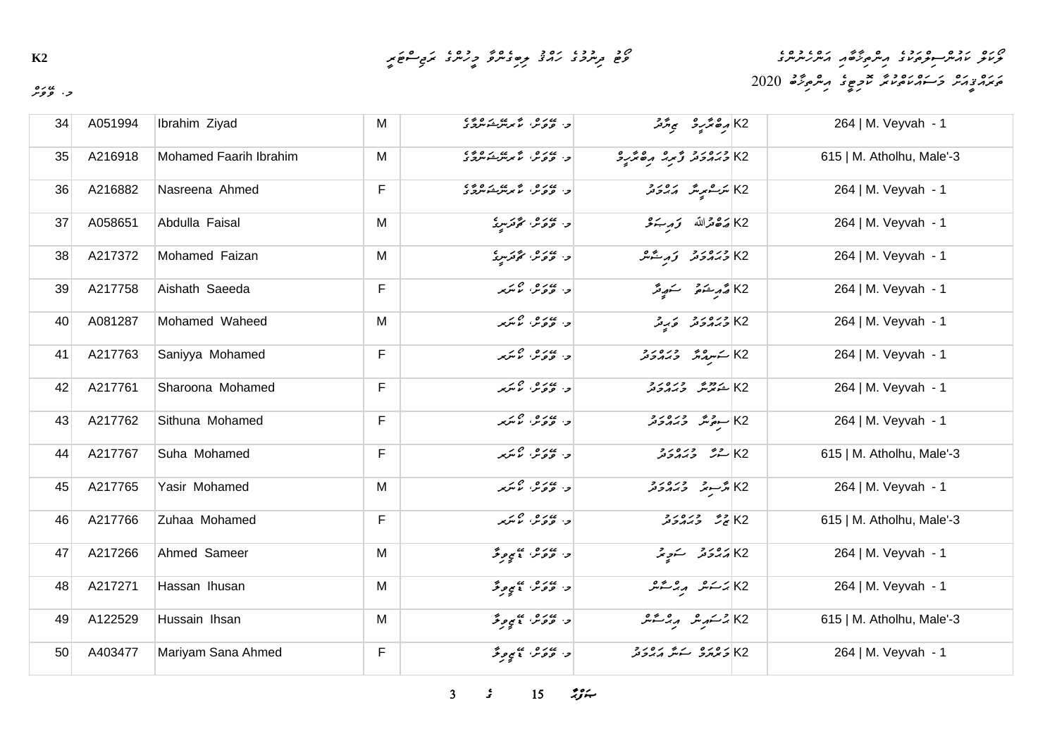| 34 | A051994 | Ibrahim Ziyad | M | د· ع‌وَرُ، مُ مِرْسُّرْسْرْدُّوَ | K2 مِرْهُ مُرْبِرِدْ سِمْرَدْ | 264 \| M. Veyvah - 1 |
|---|---|---|---|---|---|---|
| 35 | A216918 | Mohamed Faarih Ibrahim | M | د· ع‌وَرُ، مُ مِرْسُّرْسْرْدُّوَ | K2 دُبَرُهُ دَرُ وُّ بِرُبْرُ مِرْهُ مُرْبِرِدْ | 615 \| M. Atholhu, Male'-3 |
| 36 | A216882 | Nasreena Ahmed | F | د· ع‌وَرُ، مُ مِرْسُّرْسْرْدُّوَ | K2 سَرَسْمِرِسَّرْ مَرْ دُوَ دُرْ | 264 \| M. Veyvah - 1 |
| 37 | A058651 | Abdulla Faisal | M | د· ع‌وَرُ، مُحُوَرْ سِرِدْ | K2 مَرْهُ قَرْاللّه وَرِسْوَرْ | 264 \| M. Veyvah - 1 |
| 38 | A217372 | Mohamed Faizan | M | د· ع‌وَرُ، مُحُوَرْ سِرِدْ | K2 دُبَرُهُ دَرُ وَرِسَّرْ | 264 \| M. Veyvah - 1 |
| 39 | A217758 | Aishath Saeeda | F | د· ع‌وَرُ، مُ سَرَبِرْ | K2 مُهْرِشَوْهُ سَهْرِ مِرَّ | 264 \| M. Veyvah - 1 |
| 40 | A081287 | Mohamed Waheed | M | د· ع‌وَرُ، مُ سَرَبِرْ | K2 دُبَرُهُ دَرُ وَرِ مِرْ | 264 \| M. Veyvah - 1 |
| 41 | A217763 | Saniyya Mohamed | F | د· ع‌وَرُ، مُ سَرَبِرْ | K2 سَسِرْهُ مُرَّ دُبَرُهُ دَرُ | 264 \| M. Veyvah - 1 |
| 42 | A217761 | Sharoona Mohamed | F | د· ع‌وَرُ، مُ سَرَبِرْ | K2 شَمُرْتْرْ دُبَرُهُ دَرُ | 264 \| M. Veyvah - 1 |
| 43 | A217762 | Sithuna Mohamed | F | د· ع‌وَرُ، مُ سَرَبِرْ | K2 سِوُسَّرْ دُبَرُهُ دَرُ | 264 \| M. Veyvah - 1 |
| 44 | A217767 | Suha Mohamed | F | د· ع‌وَرُ، مُ سَرَبِرْ | K2 سُرٌ دُبَرُهُ دَرُ | 615 \| M. Atholhu, Male'-3 |
| 45 | A217765 | Yasir Mohamed | M | د· ع‌وَرُ، مُ سَرَبِرْ | K2 مُرْسِبِرْ دُبَرُهُ دَرُ | 264 \| M. Veyvah - 1 |
| 46 | A217766 | Zuhaa Mohamed | F | د· ع‌وَرُ، مُ سَرَبِرْ | K2 يُرٌ دُبَرُهُ دَرُ | 615 \| M. Atholhu, Male'-3 |
| 47 | A217266 | Ahmed Sameer | M | د· ع‌وَرُ، ءُمِرِ وِرَّ | K2 مَرْدُوَ دُرْ سَوِيرُ | 264 \| M. Veyvah - 1 |
| 48 | A217271 | Hassan Ihusan | M | د· ع‌وَرُ، ءُمِرِ وِرَّ | K2 بَرَسَسْرْ مِرْرُ سَمُسْرْ | 264 \| M. Veyvah - 1 |
| 49 | A122529 | Hussain Ihsan | M | د· ع‌وَرُ، ءُمِرِ وِرَّ | K2 بُرْسَمْرِ سْرْ مِرْرُ سَمُسْرْ | 615 \| M. Atholhu, Male'-3 |
| 50 | A403477 | Mariyam Sana Ahmed | F | د· ع‌وَرُ، ءُمِرِ وِرَّ | K2 دَ مُرْمَرْدُ سَمَسُرٌ مَرْدُوَ دُرْ | 264 \| M. Veyvah - 1 |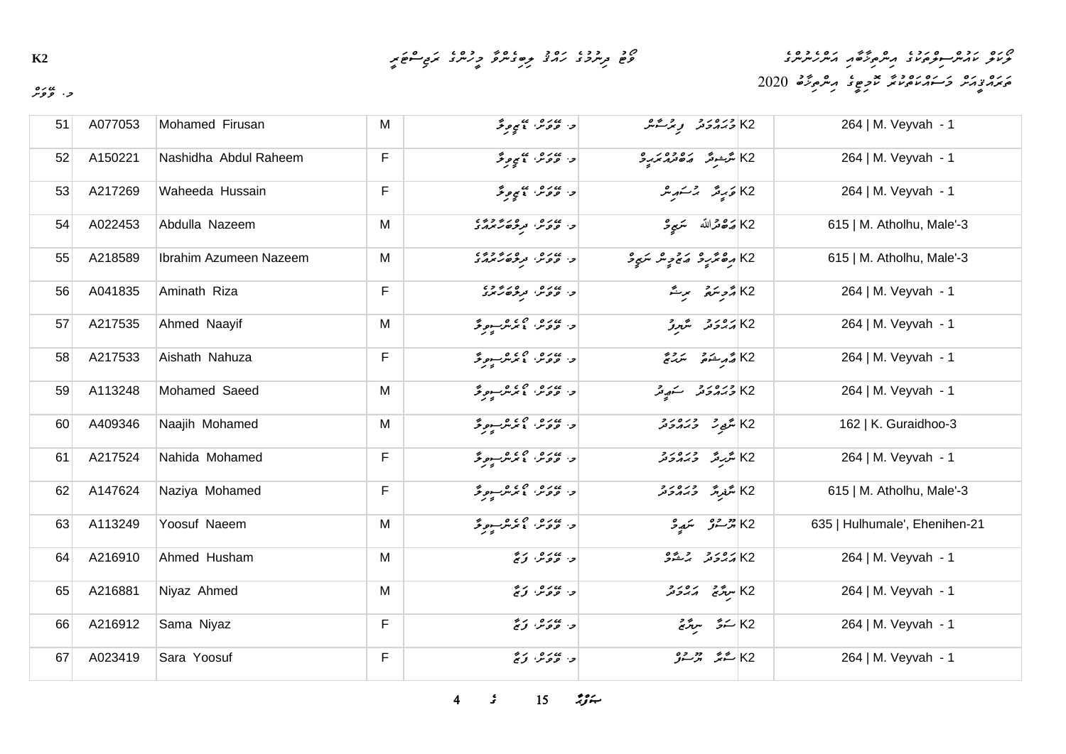| 51 | A077053 | Mohamed Firusan | M | د. ﯞﯞﯮ، ﻣﯿﯿﮑ | K2 ﺟﺮﻣﺪ ﻭﺑﺮﺳﺎﻧ | 264 \| M. Veyvah - 1 |
|---|---|---|---|---|---|---|
| 52 | A150221 | Nashidha Abdul Raheem | F | د. ﯞﯞﯮ، ﻣﯿﯿﮑ | K2 ﻧﺎﺷﺪﺍ ﻋﺒﺪﺍﻟﺮﺣﯿﻢ | 264 \| M. Veyvah - 1 |
| 53 | A217269 | Waheeda Hussain | F | د. ﯞﯞﯮ، ﻣﯿﯿﮑ | K2 ﻭﺣﯿﺪﺍ ﺣﺴﯿﻦ | 264 \| M. Veyvah - 1 |
| 54 | A022453 | Abdulla Nazeem | M | د. ﯞﯞﯮ، ﻣﺮﻭﻫﯿﺮﯾﺎﻥ | K2 ﻋﺒﺪﺍﻟﻠﻪ ﻧﺰﯾﻢ | 615 \| M. Atholhu, Male'-3 |
| 55 | A218589 | Ibrahim Azumeen Nazeem | M | د. ﯞﯞﯮ، ﻣﺮﻭﻫﯿﺮﯾﺎﻥ | K2 ﺍﺑﺮﺍﻫﯿﻢ ﻋﺰﻣﯿﻦ ﻧﺰﯾﻢ | 615 \| M. Atholhu, Male'-3 |
| 56 | A041835 | Aminath Riza | F | د. ﯞﯞﯮ، ﻣﺮﻭﻫﯿﺮﯼ | K2 ﺁﻣﻨﺖ ﺭﺿﺎ | 264 \| M. Veyvah - 1 |
| 57 | A217535 | Ahmed Naayif | M | د. ﯞﯞﯮ، ﮔﻨﮑﺴﻠﯽ | K2 ﺍﺣﻤﺪ ﻧﺎﯾﻒ | 264 \| M. Veyvah - 1 |
| 58 | A217533 | Aishath Nahuza | F | د. ﯞﯞﯮ، ﮔﻨﮑﺴﻠﯽ | K2 ﻋﺎﯾﺸﺖ ﻧﺤﻮﺯﺍ | 264 \| M. Veyvah - 1 |
| 59 | A113248 | Mohamed Saeed | M | د. ﯞﯞﯮ، ﮔﻨﮑﺴﻠﯽ | K2 ﻣﺤﻤﺪ ﺳﻌﯿﺪ | 264 \| M. Veyvah - 1 |
| 60 | A409346 | Naajih Mohamed | M | د. ﯞﯞﯮ، ﮔﻨﮑﺴﻠﯽ | K2 ﻧﺎﺟﺢ ﻣﺤﻤﺪ | 162 \| K. Guraidhoo-3 |
| 61 | A217524 | Nahida Mohamed | F | د. ﯞﯞﯮ، ﮔﻨﮑﺴﻠﯽ | K2 ﻧﺎﻫﺪﺍ ﻣﺤﻤﺪ | 264 \| M. Veyvah - 1 |
| 62 | A147624 | Naziya Mohamed | F | د. ﯞﯞﯮ، ﮔﻨﮑﺴﻠﯽ | K2 ﻧﺎﺯﯾﺎ ﻣﺤﻤﺪ | 615 \| M. Atholhu, Male'-3 |
| 63 | A113249 | Yoosuf Naeem | M | د. ﯞﯞﯮ، ﮔﻨﮑﺴﻠﯽ | K2 ﯾﻮﺳﻒ ﻧﻌﯿﻢ | 635 \| Hulhumale', Ehenihen-21 |
| 64 | A216910 | Ahmed Husham | M | د. ﯞﯞﯮ، ﻭﺝ | K2 ﺍﺣﻤﺪ ﻫﺸﺎﻡ | 264 \| M. Veyvah - 1 |
| 65 | A216881 | Niyaz Ahmed | M | د. ﯞﯞﯮ، ﻭﺝ | K2 ﻧﯿﺎﺯ ﺍﺣﻤﺪ | 264 \| M. Veyvah - 1 |
| 66 | A216912 | Sama Niyaz | F | د. ﯞﯞﯮ، ﻭﺝ | K2 ﺳﻤﺎ ﻧﯿﺎﺯ | 264 \| M. Veyvah - 1 |
| 67 | A023419 | Sara Yoosuf | F | د. ﯞﯞﯮ، ﻭﺝ | K2 ﺳﺎﺭﺍ ﯾﻮﺳﻒ | 264 \| M. Veyvah - 1 |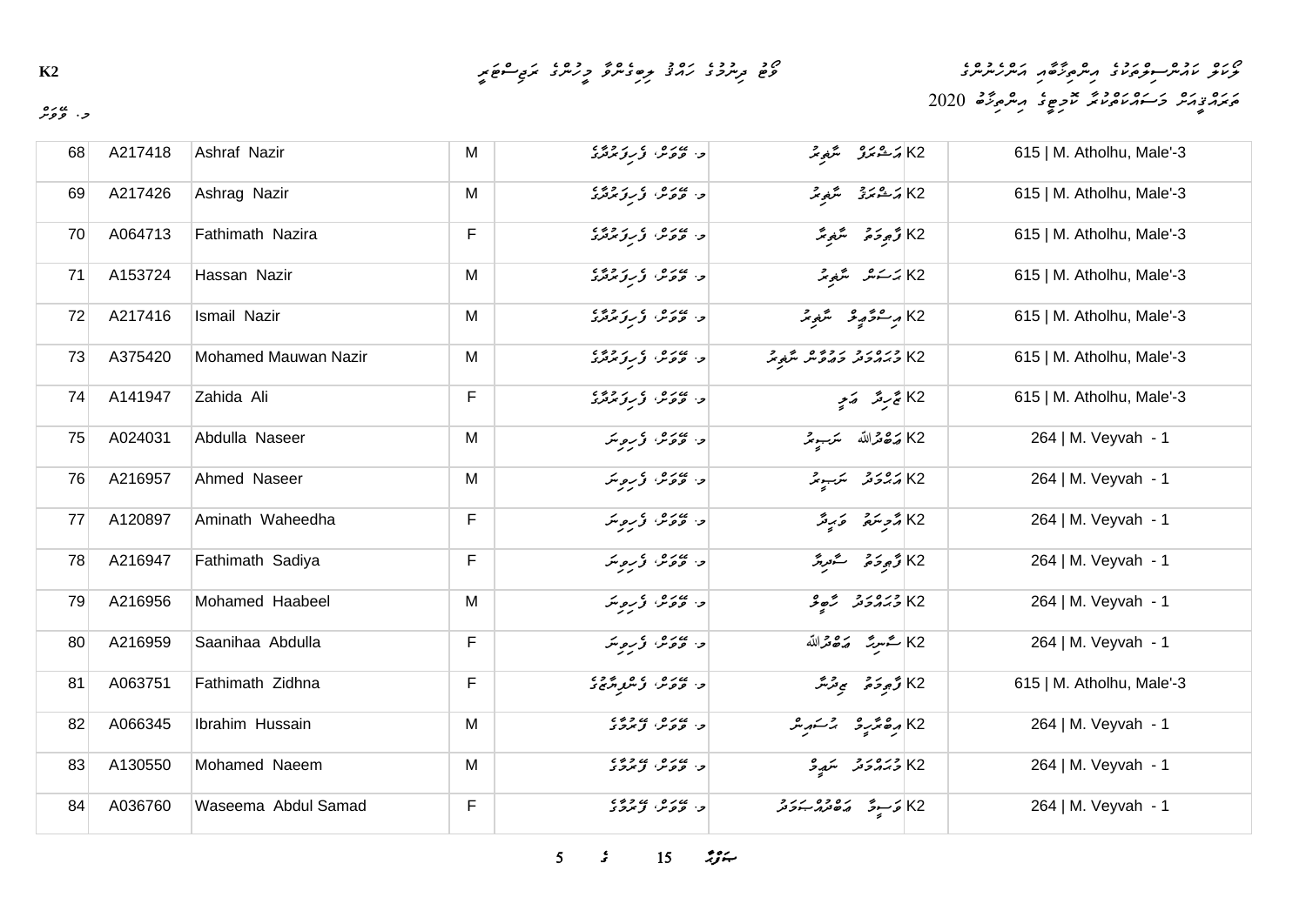| 68 | A217418 | Ashraf Nazir | M | د. ވަވަރ، ފ.ރިފަރުދި | K2 އަޝްރަފް ނާޒިރު | 615 \| M. Atholhu, Male'-3 |
|---|---|---|---|---|---|---|
| 69 | A217426 | Ashrag Nazir | M | د. ވަވަރ، ފ.ރިފަރުދި | K2 އަޝްރަގު ނާޒިރު | 615 \| M. Atholhu, Male'-3 |
| 70 | A064713 | Fathimath Nazira | F | د. ވަވަރ، ފ.ރިފަރުދި | K2 ފާތިމަތު ނާޒިރާ | 615 \| M. Atholhu, Male'-3 |
| 71 | A153724 | Hassan Nazir | M | د. ވަވަރ، ފ.ރިފަރުދި | K2 ހަސަން ނާޒިރު | 615 \| M. Atholhu, Male'-3 |
| 72 | A217416 | Ismail Nazir | M | د. ވަވަރ، ފ.ރިފަރުދި | K2 އިސްމާއީލް ނާޒިރު | 615 \| M. Atholhu, Male'-3 |
| 73 | A375420 | Mohamed Mauwan Nazir | M | د. ވަވަރ، ފ.ރިފަރުދި | K2 މުޙައްމަދު މައުވާން ނާޒިރު | 615 \| M. Atholhu, Male'-3 |
| 74 | A141947 | Zahida Ali | F | د. ވަވަރ، ފ.ރިފަރުދި | K2 ޒާހިދާ އަލީ | 615 \| M. Atholhu, Male'-3 |
| 75 | A024031 | Abdulla Naseer | M | د. ވަވަރ، ވ.ރިވިނ | K2 އަބްދުﷲ ނަސީރު | 264 \| M. Veyvah - 1 |
| 76 | A216957 | Ahmed Naseer | M | د. ވަވަރ، ވ.ރިވިނ | K2 އަޙްމަދު ނަސީރު | 264 \| M. Veyvah - 1 |
| 77 | A120897 | Aminath Waheedha | F | د. ވަވަރ، ވ.ރިވިނ | K2 އާމިނަތު ވަހީދާ | 264 \| M. Veyvah - 1 |
| 78 | A216947 | Fathimath Sadiya | F | د. ވަވަރ، ވ.ރިވިނ | K2 ފާތިމަތު ސާދިޔާ | 264 \| M. Veyvah - 1 |
| 79 | A216956 | Mohamed Haabeel | M | د. ވަވަރ، ވ.ރިވިނ | K2 މުޙައްމަދު ހާބީލް | 264 \| M. Veyvah - 1 |
| 80 | A216959 | Saanihaa Abdulla | F | د. ވަވަރ، ވ.ރިވިނ | K2 ސާނިހާ އަބްދުﷲ | 264 \| M. Veyvah - 1 |
| 81 | A063751 | Fathimath Zidhna | F | د. ވަވަރ، ވ.ނޫރާނީގެ | K2 ފާތިމަތު ޒިދްނާ | 615 \| M. Atholhu, Male'-3 |
| 82 | A066345 | Ibrahim Hussain | M | د. ވަވަރ، ވ.ރުމާގެ | K2 އިބްރާހީމް ހުސައިން | 264 \| M. Veyvah - 1 |
| 83 | A130550 | Mohamed Naeem | M | د. ވަވަރ، ވ.ރުމާގެ | K2 މުޙައްމަދު ނައީމް | 264 \| M. Veyvah - 1 |
| 84 | A036760 | Waseema Abdul Samad | F | د. ވަވަރ، ވ.ރުމާގެ | K2 ވަސީމާ އަބްދުލްސަމަދު | 264 \| M. Veyvah - 1 |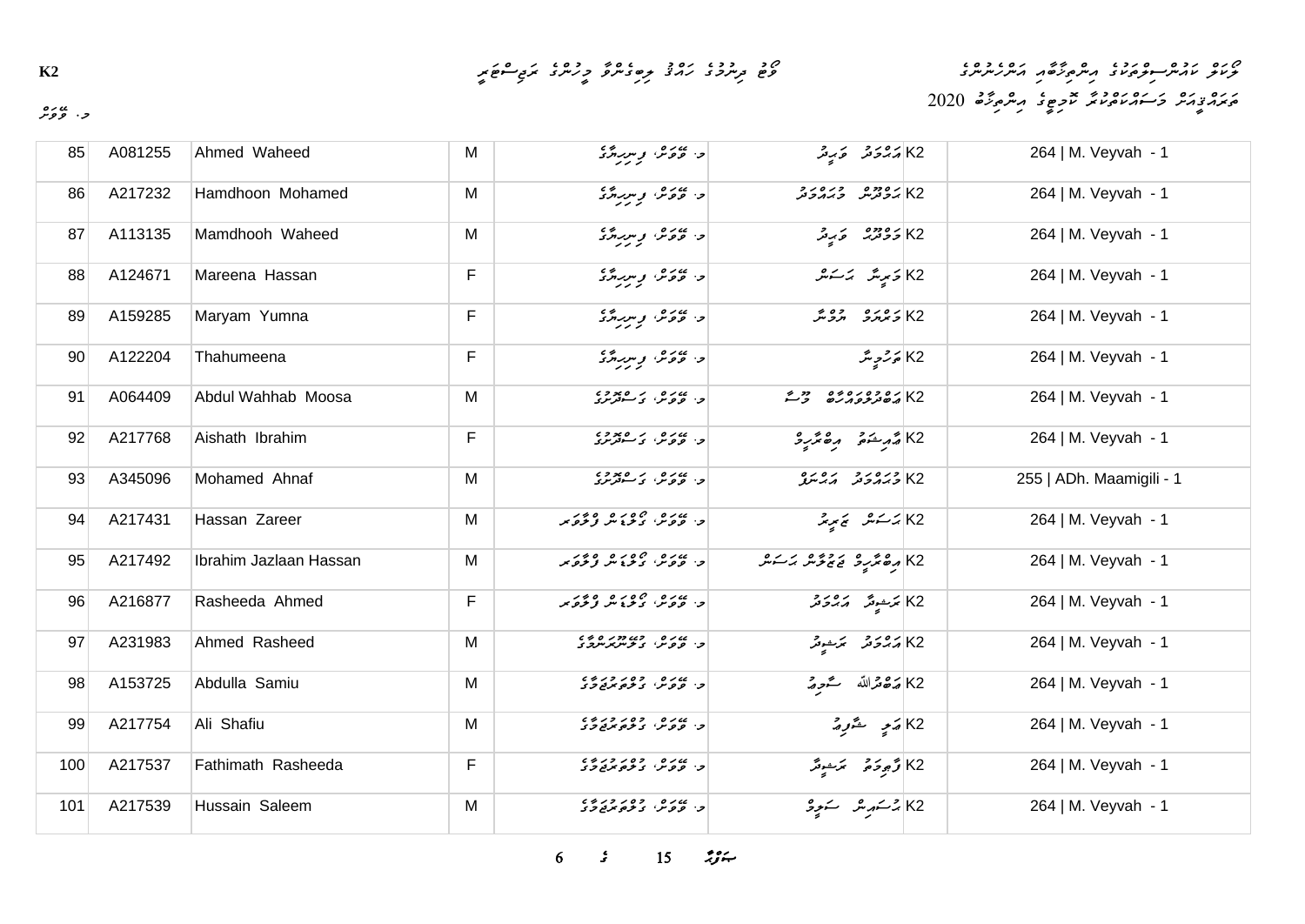| 85 | A081255 | Ahmed Waheed | M | د· ވޭވަށް، ވިނިނިގޭ | K2 އަޙްމަދު ވަޙީދު | 264 \| M. Veyvah - 1 |
|---|---|---|---|---|---|---|
| 86 | A217232 | Hamdhoon Mohamed | M | د· ވޭވަށް، ވިނިނިގޭ | K2 ހަމްދޫން މުޙައްމަދު | 264 \| M. Veyvah - 1 |
| 87 | A113135 | Mamdhooh Waheed | M | د· ވޭވަށް، ވިނިނިގޭ | K2 މަމްދޫޙު ވަޙީދު | 264 \| M. Veyvah - 1 |
| 88 | A124671 | Mareena Hassan | F | د· ވޭވަށް، ވިނިނިގޭ | K2 މަރީނާ ހަސަން | 264 \| M. Veyvah - 1 |
| 89 | A159285 | Maryam Yumna | F | د· ވޭވަށް، ވިނިނިގޭ | K2 މަރްޔަމް ޔުމްނާ | 264 \| M. Veyvah - 1 |
| 90 | A122204 | Thahumeena | F | د· ވޭވަށް، ވިނިނިގޭ | K2 ތަހުމީނާ | 264 \| M. Veyvah - 1 |
| 91 | A064409 | Abdul Wahhab Moosa | M | د· ވޭވަށް، ގަސްދޫރުގެ | K2 އަބްދުލްވައްހާބު މޫސާ | 264 \| M. Veyvah - 1 |
| 92 | A217768 | Aishath Ibrahim | F | د· ވޭވަށް، ގަސްދޫރުގެ | K2 އައިޝަތު އިބްރާހީމް | 264 \| M. Veyvah - 1 |
| 93 | A345096 | Mohamed Ahnaf | M | د· ވޭވަށް، ގަސްދޫރުގެ | K2 މުޙައްމަދު އަޙްނަފް | 255 \| ADh. Maamigili - 1 |
| 94 | A217431 | Hassan Zareer | M | د· ވޭވަށް، ގްރީން ފްލަވަރ | K2 ހަސަން ޒަރީރު | 264 \| M. Veyvah - 1 |
| 95 | A217492 | Ibrahim Jazlaan Hassan | M | د· ވޭވަށް، ގްރީން ފްލަވަރ | K2 އިބްރާހީމް ޖަޒްލާން ހަސަން | 264 \| M. Veyvah - 1 |
| 96 | A216877 | Rasheeda Ahmed | F | د· ވޭވަށް، ގްރީން ފްލަވަރ | K2 ރަޝީދާ އަޙްމަދު | 264 \| M. Veyvah - 1 |
| 97 | A231983 | Ahmed Rasheed | M | د· ވޭވަށް، ގުލްޒާރުނިވާގެ | K2 އަޙްމަދު ރަޝީދު | 264 \| M. Veyvah - 1 |
| 98 | A153725 | Abdulla Samiu | M | د· ވޭވަށް، ގުލްބަހާރުގެ | K2 އަބްދުالله ސާމިޢު | 264 \| M. Veyvah - 1 |
| 99 | A217754 | Ali Shafiu | M | د· ވޭވަށް، ގުލްބަހާރުގެ | K2 އަލީ ޝާފިޢު | 264 \| M. Veyvah - 1 |
| 100 | A217537 | Fathimath Rasheeda | F | د· ވޭވަށް، ގުލްބަހާރުގެ | K2 ފާތިމަތު ރަޝީދާ | 264 \| M. Veyvah - 1 |
| 101 | A217539 | Hussain Saleem | M | د· ވޭވަށް، ގުލްބަހާރުގެ | K2 ހުސައިން ސަލީމް | 264 \| M. Veyvah - 1 |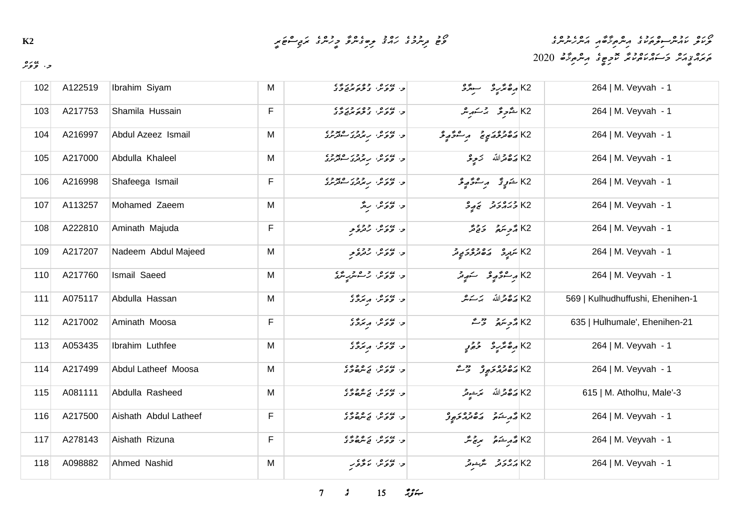| 102 | A122519 | Ibrahim Siyam | M | و· ۋە ئەر، ۇ ۋە ئەرە ئەچ ۋە ئ | K2 ރިބްރާހީމް ސިޔާމް | 264 \| M. Veyvah - 1 |
|---|---|---|---|---|---|---|
| 103 | A217753 | Shamila Hussain | F | و· ۋە ئەر، ۇ ۋە ئەرە ئەچ ۋە ئ | K2 ޝާމިލާ ހުސައިން | 264 \| M. Veyvah - 1 |
| 104 | A216997 | Abdul Azeez Ismail | M | و· ۋە ئەر، رىبرىرى سىۋىرىرى | K2 އަބްދުލްއަޒީޒް އިސްމާއީލް | 264 \| M. Veyvah - 1 |
| 105 | A217000 | Abdulla Khaleel | M | و· ۋە ئەر، رىبرىرى سىۋىرىرى | K2 އަބްދުﷲ ޚަލީލް | 264 \| M. Veyvah - 1 |
| 106 | A216998 | Shafeega Ismail | F | و· ۋە ئەر، رىبرىرى سىۋىرىرى | K2 ޝަފީޤާ އިސްމާއީލް | 264 \| M. Veyvah - 1 |
| 107 | A113257 | Mohamed Zaeem | M | و· ۋە ئەر، رىگ | K2 މުޙައްމަދު ޒަޢީމް | 264 \| M. Veyvah - 1 |
| 108 | A222810 | Aminath Majuda | F | و· ۋە ئەر، رىرىۋىر | K2 އާމިނަތު މާޖިދާ | 264 \| M. Veyvah - 1 |
| 109 | A217207 | Nadeem Abdul Majeed | M | و· ۋە ئەر، رىرىۋىر | K2 ނަދީމް އަބްދުލްމަޖީދު | 264 \| M. Veyvah - 1 |
| 110 | A217760 | Ismail Saeed | M | و· ۋە ئەر، رىسىرىرىگ | K2 އިސްމާއީލް ސަޢީދު | 264 \| M. Veyvah - 1 |
| 111 | A075117 | Abdulla Hassan | M | و· ۋە ئەر، مىرگى | K2 އަބްދުﷲ ހަސަން | 569 \| Kulhudhuffushi, Ehenihen-1 |
| 112 | A217002 | Aminath Moosa | F | و· ۋە ئەر، مىرگى | K2 އާމިނަތު މޫސާ | 635 \| Hulhumale', Ehenihen-21 |
| 113 | A053435 | Ibrahim Luthfee | M | و· ۋە ئەر، مىرگى | K2 އިބްރާހީމް ލުތުފީ | 264 \| M. Veyvah - 1 |
| 114 | A217499 | Abdul Latheef Moosa | M | و· ۋە ئەر، ئەسرەۋى | K2 އަބްދުލްލަޠީފު މޫސާ | 264 \| M. Veyvah - 1 |
| 115 | A081111 | Abdulla Rasheed | M | و· ۋە ئەر، ئەسرەۋى | K2 އަބްދުﷲ ރަޝީދު | 615 \| M. Atholhu, Male'-3 |
| 116 | A217500 | Aishath Abdul Latheef | F | و· ۋە ئەر، ئەسرەۋى | K2 އާއިޝަތު އަބްދުލްލަޠީފު | 264 \| M. Veyvah - 1 |
| 117 | A278143 | Aishath Rizuna | F | و· ۋە ئەر، ئەسرەۋى | K2 އާއިޝަތު ރިޒުނާ | 264 \| M. Veyvah - 1 |
| 118 | A098882 | Ahmed Nashid | M | و· ۋە ئەر، ئەۋىر | K2 އަޙްމަދު ނާޝިދު | 264 \| M. Veyvah - 1 |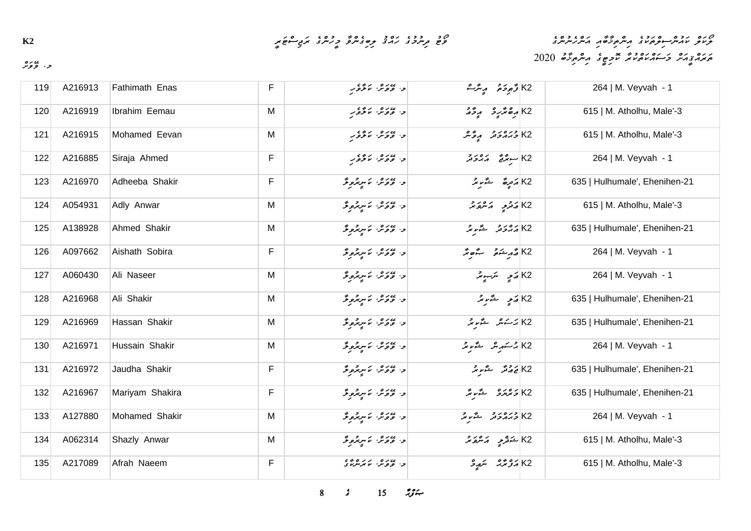| 119 | A216913 | Fathimath Enas | F | د. ވޯވަށް، ކަވާލާ | K2 ފާތިމަތު އީނާސް | 264 \| M. Veyvah - 1 |
|---|---|---|---|---|---|---|
| 120 | A216919 | Ibrahim Eemau | M | د. ވޯވަށް، ކަވާލާ | K2 އިބްރާހީމް އީމައު | 615 \| M. Atholhu, Male'-3 |
| 121 | A216915 | Mohamed Eevan | M | د. ވޯވަށް، ކަވާލާ | K2 މުހައްމަދު އީވާން | 615 \| M. Atholhu, Male'-3 |
| 122 | A216885 | Siraja Ahmed | F | د. ވޯވަށް، ކަވާލާ | K2 ސިރާޖާ އަހުމަދު | 264 \| M. Veyvah - 1 |
| 123 | A216970 | Adheeba Shakir | F | د. ވޯވަށް، ކަނިފިނިވާ | K2 އަދީބާ ޝާކިރު | 635 \| Hulhumale', Ehenihen-21 |
| 124 | A054931 | Adly Anwar | M | د. ވޯވަށް، ކަނިފިނިވާ | K2 އަދްލީ އަންވަރު | 615 \| M. Atholhu, Male'-3 |
| 125 | A138928 | Ahmed Shakir | M | د. ވޯވަށް، ކަނިފިނިވާ | K2 އަހުމަދު ޝާކިރު | 635 \| Hulhumale', Ehenihen-21 |
| 126 | A097662 | Aishath Sobira | F | د. ވޯވަށް، ކަނިފިނިވާ | K2 އާއިޝަތު ޞާބިރާ | 264 \| M. Veyvah - 1 |
| 127 | A060430 | Ali Naseer | M | د. ވޯވަށް، ކަނިފިނިވާ | K2 އަލީ ނަސީރު | 264 \| M. Veyvah - 1 |
| 128 | A216968 | Ali Shakir | M | د. ވޯވަށް، ކަނިފިނިވާ | K2 އަލީ ޝާކިރު | 635 \| Hulhumale', Ehenihen-21 |
| 129 | A216969 | Hassan Shakir | M | د. ވޯވަށް، ކަނިފިނިވާ | K2 ހަސަން ޝާކިރު | 635 \| Hulhumale', Ehenihen-21 |
| 130 | A216971 | Hussain Shakir | M | د. ވޯވަށް، ކަނިފިނިވާ | K2 ހުސައިން ޝާކިރު | 264 \| M. Veyvah - 1 |
| 131 | A216972 | Jaudha Shakir | F | د. ވޯވަށް، ކަނިފިނިވާ | K2 ޖައުދާ ޝާކިރު | 635 \| Hulhumale', Ehenihen-21 |
| 132 | A216967 | Mariyam Shakira | F | د. ވޯވަށް، ކަނިފިނިވާ | K2 މަރިޔަމް ޝާކިރާ | 635 \| Hulhumale', Ehenihen-21 |
| 133 | A127880 | Mohamed Shakir | M | د. ވޯވަށް، ކަނިފިނިވާ | K2 މުހައްމަދު ޝާކިރު | 264 \| M. Veyvah - 1 |
| 134 | A062314 | Shazly Anwar | M | د. ވޯވަށް، ކަނިފިނިވާ | K2 ޝަޒްލީ އަންވަރު | 615 \| M. Atholhu, Male'-3 |
| 135 | A217089 | Afrah Naeem | F | د. ވޯވަށް، ކަރަންކާގެ | K2 އަފްރާހު ނަޢީމް | 615 \| M. Atholhu, Male'-3 |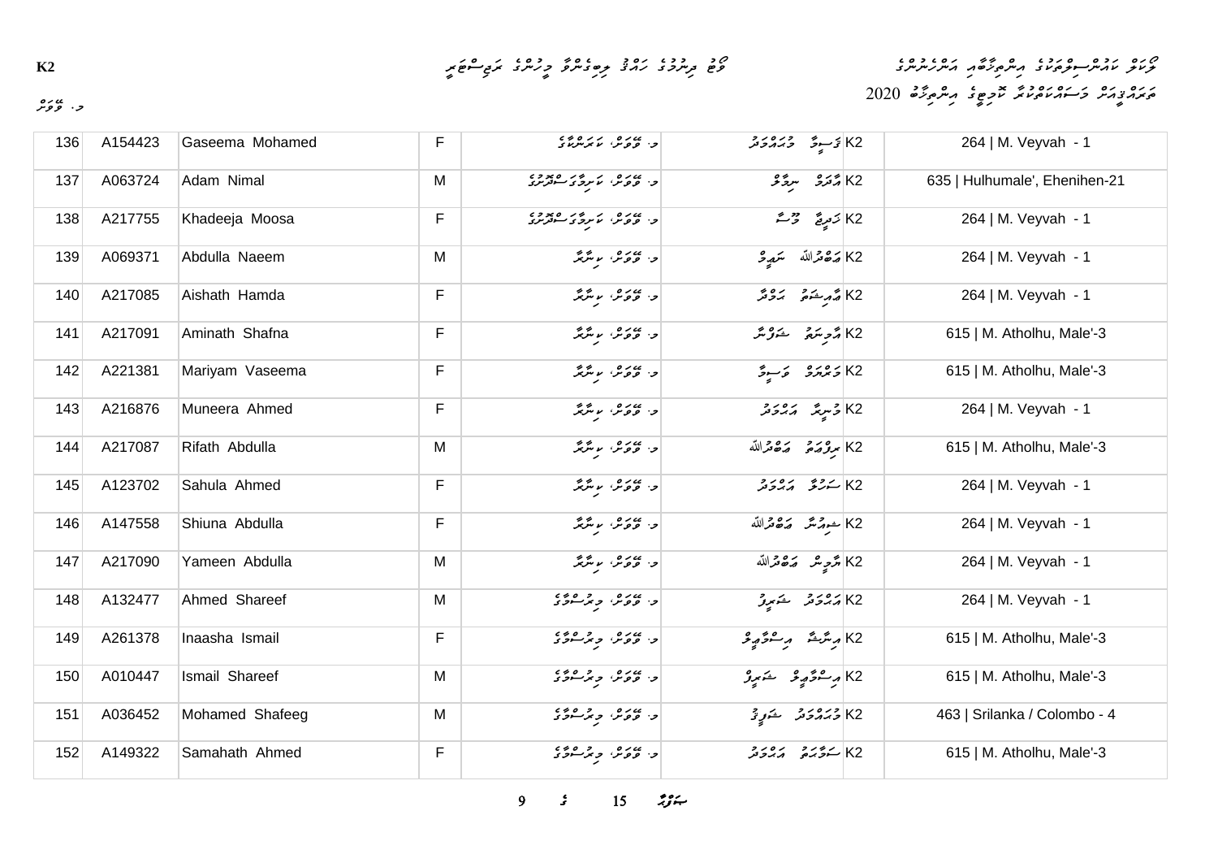| 136 | A154423 | Gaseema Mohamed | F | د. ޖަވަހު، ގައަރިރާގެ | ގަސީމާ މުހައްމަދު K2 | 264 \| M. Veyvah - 1 |
|---|---|---|---|---|---|---|
| 137 | A063724 | Adam Nimal | M | د. ޖަވަހު، ގަނޑުވަޑޫފުއްޔަ | އާދަމް ނިމާލް K2 | 635 \| Hulhumale', Ehenihen-21 |
| 138 | A217755 | Khadeeja Moosa | F | د. ޖަވަހު، ގަނޑުވަޑޫފުއްޔަ | ޚަދީޖާ މޫސާ K2 | 264 \| M. Veyvah - 1 |
| 139 | A069371 | Abdulla Naeem | M | د. ޖަވަހު، ރިއްޔާ | އަބްދުﷲ ނަޢީމް K2 | 264 \| M. Veyvah - 1 |
| 140 | A217085 | Aishath Hamda | F | د. ޖަވަހު، ރިއްޔާ | އާއިޝަތު ހަމްދާ K2 | 264 \| M. Veyvah - 1 |
| 141 | A217091 | Aminath Shafna | F | د. ޖަވަހު، ރިއްޔާ | އާމިނަތު ޝަފްނާ K2 | 615 \| M. Atholhu, Male'-3 |
| 142 | A221381 | Mariyam Vaseema | F | د. ޖަވަހު، ރިއްޔާ | މަރިޔަމް ވަސީމާ K2 | 615 \| M. Atholhu, Male'-3 |
| 143 | A216876 | Muneera Ahmed | F | د. ޖަވަހު، ރިއްޔާ | މުނީރާ އަހްމަދު K2 | 264 \| M. Veyvah - 1 |
| 144 | A217087 | Rifath Abdulla | M | د. ޖަވަހު، ރިއްޔާ | ރިފްޢަތު އަބްދުﷲ K2 | 615 \| M. Atholhu, Male'-3 |
| 145 | A123702 | Sahula Ahmed | F | د. ޖަވަހު، ރިއްޔާ | ސަހުލާ އަހްމަދު K2 | 264 \| M. Veyvah - 1 |
| 146 | A147558 | Shiuna Abdulla | F | د. ޖަވަހު، ރިއްޔާ | ޝިއުނާ އަބްދުﷲ K2 | 264 \| M. Veyvah - 1 |
| 147 | A217090 | Yameen Abdulla | M | د. ޖަވަހު، ރިއްޔާ | ޔާމީން އަބްދުﷲ K2 | 264 \| M. Veyvah - 1 |
| 148 | A132477 | Ahmed Shareef | M | د. ޖަވަހު، ވިލުސްވާގެ | އަހްމަދު ޝަރީފް K2 | 264 \| M. Veyvah - 1 |
| 149 | A261378 | Inaasha Ismail | F | د. ޖަވަހު، ވިލުސްވާގެ | އިނާޝާ އިސްމާއިލް K2 | 615 \| M. Atholhu, Male'-3 |
| 150 | A010447 | Ismail Shareef | M | د. ޖަވަހު، ވިލުސްވާގެ | އިސްމާއިލް ޝަރީފް K2 | 615 \| M. Atholhu, Male'-3 |
| 151 | A036452 | Mohamed Shafeeg | M | د. ޖަވަހު، ވިލުސްވާގެ | މުހައްމަދު ޝަފީޤު K2 | 463 \| Srilanka / Colombo - 4 |
| 152 | A149322 | Samahath Ahmed | F | د. ޖަވަހު، ވިލުސްވާގެ | ސަމާހަތު އަހްމަދު K2 | 615 \| M. Atholhu, Male'-3 |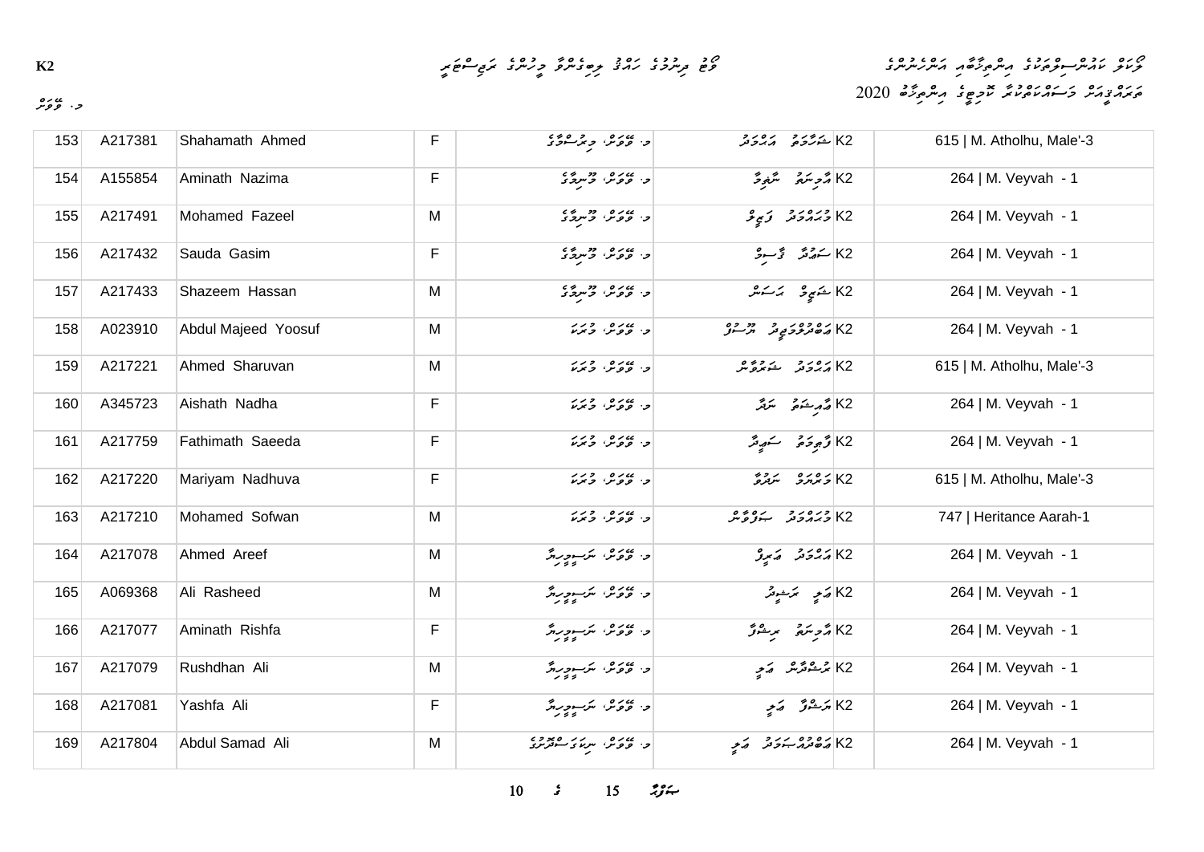| 153 | A217381 | Shahamath Ahmed | F | د. ވެވަރު، މިރުސްވާގެ | ޝަހާމަތު އަޙްމަދު K2 | 615 \| M. Atholhu, Male'-3 |
|---|---|---|---|---|---|---|
| 154 | A155854 | Aminath Nazima | F | د. ވެވަރު، ވޭނިވާގެ | އާމިނަތު ނާޒިމާ K2 | 264 \| M. Veyvah - 1 |
| 155 | A217491 | Mohamed Fazeel | M | د. ވެވަރު، ވޭނިވާގެ | މުހައްމަދު ފަޒީލް K2 | 264 \| M. Veyvah - 1 |
| 156 | A217432 | Sauda Gasim | F | د. ވެވަރު، ވޭނިވާގެ | ސައުދާ ޤާސިމް K2 | 264 \| M. Veyvah - 1 |
| 157 | A217433 | Shazeem Hassan | M | د. ވެވަރު، ވޭނިވާގެ | ޝަޒީމް ހަސަން K2 | 264 \| M. Veyvah - 1 |
| 158 | A023910 | Abdul Majeed Yoosuf | M | د. ވެވަރު، ވެރަނަ | އަބްދުލްމަޖީދު ޔޫސުފް K2 | 264 \| M. Veyvah - 1 |
| 159 | A217221 | Ahmed Sharuvan | M | د. ވެވަރު، ވެރަނަ | އަޙްމަދު ޝަރުވާން K2 | 615 \| M. Atholhu, Male'-3 |
| 160 | A345723 | Aishath Nadha | F | د. ވެވަރު، ވެރަނަ | އާއިޝަތު ނަދާ K2 | 264 \| M. Veyvah - 1 |
| 161 | A217759 | Fathimath Saeeda | F | د. ވެވަރު، ވެރަނަ | ފާތިމަތު ސައީދާ K2 | 264 \| M. Veyvah - 1 |
| 162 | A217220 | Mariyam Nadhuva | F | د. ވެވަރު، ވެރަނަ | މަރިޔަމް ނަދުވާ K2 | 615 \| M. Atholhu, Male'-3 |
| 163 | A217210 | Mohamed Sofwan | M | د. ވެވަރު، ވެރަނަ | މުހައްމަދު ސަފްވާން K2 | 747 \| Heritance Aarah-1 |
| 164 | A217078 | Ahmed Areef | M | د. ވެވަރު، ނަސީމީރިއާ | އަޙްމަދު އަރީފް K2 | 264 \| M. Veyvah - 1 |
| 165 | A069368 | Ali Rasheed | M | د. ވެވަރު، ނަސީމީރިއާ | އަލީ ރަޝީދު K2 | 264 \| M. Veyvah - 1 |
| 166 | A217077 | Aminath Rishfa | F | د. ވެވަރު، ނަސީމީރިއާ | އާމިނަތު ރިޝްފާ K2 | 264 \| M. Veyvah - 1 |
| 167 | A217079 | Rushdhan Ali | M | د. ވެވަރު، ނަސީމީރިއާ | ރުޝްދާން އަލީ K2 | 264 \| M. Veyvah - 1 |
| 168 | A217081 | Yashfa Ali | F | د. ވެވަރު، ނަސީމީރިއާ | ޔަޝްފާ އަލީ K2 | 264 \| M. Veyvah - 1 |
| 169 | A217804 | Abdul Samad Ali | M | د. ވެވަރު، ނިޔާގަސްދޮރުގެ | އަބްދުލްސަމަދު އަލީ K2 | 264 \| M. Veyvah - 1 |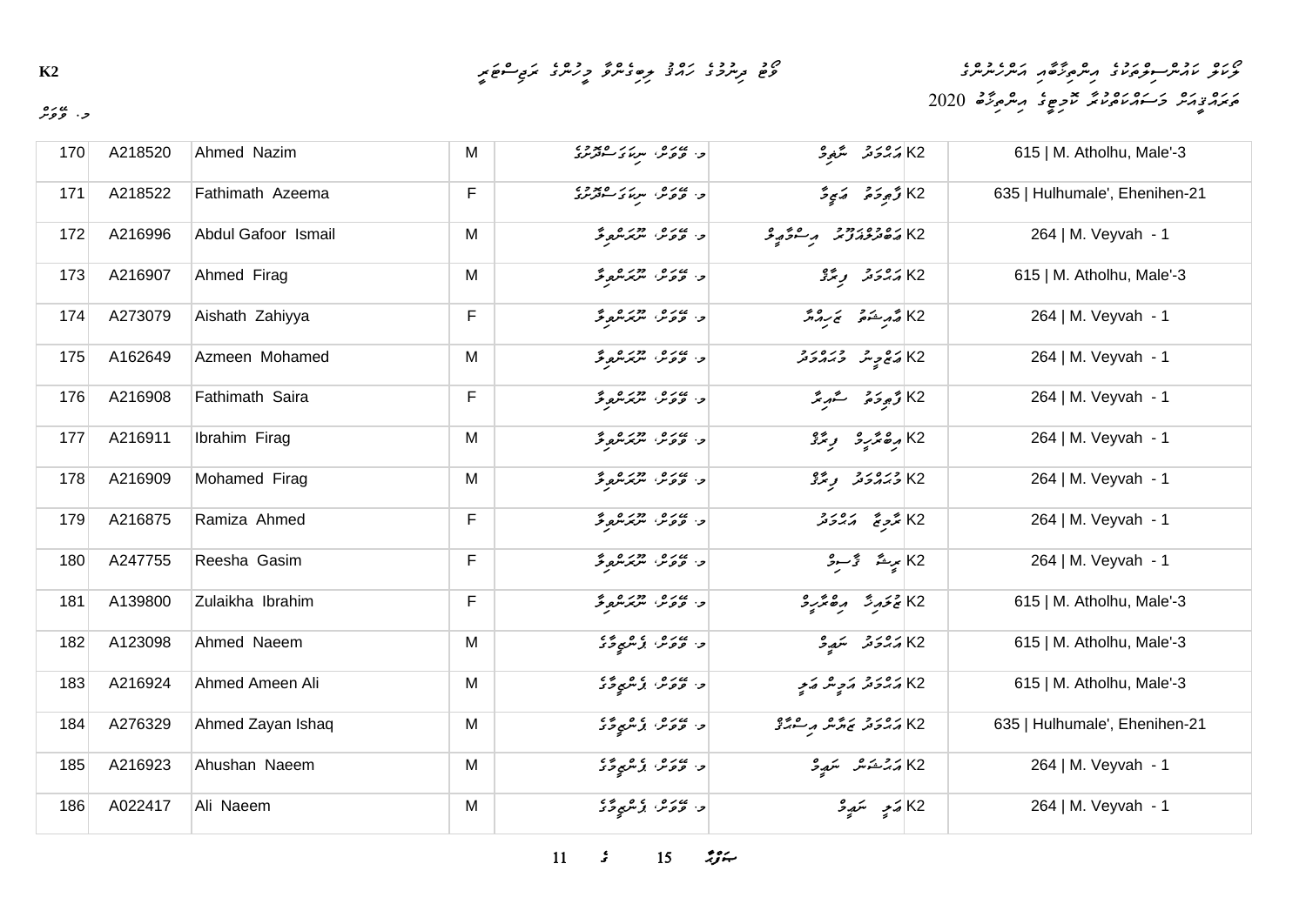| 170 | A218520 | Ahmed Nazim | M | د. ةوَسْ، سِرِيَاوَ سُعْتَرْبَرْدُ | K2 أَحْمَد نَاظِم | 615 \| M. Atholhu, Male'-3 |
|---|---|---|---|---|---|---|
| 171 | A218522 | Fathimath Azeema | F | د. ةوَسْ، سِرِيَاوَ سُعْتَرْبَرْدُ | K2 ةُجِوَةُ مَيِةُ | 635 \| Hulhumale', Ehenihen-21 |
| 172 | A216996 | Abdul Gafoor Ismail | M | د. ةوَسْ، سْرَسْعِةٌ | K2 مَدْهُرْةُوْرْ مِسْعَوِّمِ | 264 \| M. Veyvah - 1 |
| 173 | A216907 | Ahmed Firag | M | د. ةوَسْ، سْرَسْعِةٌ | K2 مَدْوَتْر وِيِّرَةْ | 615 \| M. Atholhu, Male'-3 |
| 174 | A273079 | Aishath Zahiyya | F | د. ةوَسْ، سْرَسْعِةٌ | K2 مُرِسْوَةٌ يَرِمْهُ | 264 \| M. Veyvah - 1 |
| 175 | A162649 | Azmeen Mohamed | M | د. ةوَسْ، سْرَسْعِةٌ | K2 مَيْجِسْ وَرَمْوَتْر | 264 \| M. Veyvah - 1 |
| 176 | A216908 | Fathimath Saira | F | د. ةوَسْ، سْرَسْعِةٌ | K2 ةُجِوَةُ سُمِرْ | 264 \| M. Veyvah - 1 |
| 177 | A216911 | Ibrahim Firag | M | د. ةوَسْ، سْرَسْعِةٌ | K2 مِعْمَرِةْ وِيَّةْ | 264 \| M. Veyvah - 1 |
| 178 | A216909 | Mohamed Firag | M | د. ةوَسْ، سْرَسْعِةٌ | K2 وَرَمْوَتْر وِيَّةْ | 264 \| M. Veyvah - 1 |
| 179 | A216875 | Ramiza Ahmed | F | د. ةوَسْ، سْرَسْعِةٌ | K2 مُّرِجُّ مَدْوَتْر | 264 \| M. Veyvah - 1 |
| 180 | A247755 | Reesha Gasim | F | د. ةوَسْ، سْرَسْعِةٌ | K2 مِرِشَّ تَّسِوْ | 264 \| M. Veyvah - 1 |
| 181 | A139800 | Zulaikha Ibrahim | F | د. ةوَسْ، سْرَسْعِةٌ | K2 يَحْمَرِةٌ مِعْمَرِةْ | 615 \| M. Atholhu, Male'-3 |
| 182 | A123098 | Ahmed Naeem | M | د. ةوَسْ، وُسْعِوَّةٌ | K2 مَدْوَتْر سَمِةْ | 615 \| M. Atholhu, Male'-3 |
| 183 | A216924 | Ahmed Ameen Ali | M | د. ةوَسْ، وُسْعِوَّةٌ | K2 مَدْوَتْر مَجِسْ مَجِ | 615 \| M. Atholhu, Male'-3 |
| 184 | A276329 | Ahmed Zayan Ishaq | M | د. ةوَسْ، وُسْعِوَّةٌ | K2 مَدْوَتْر يَمُّسْ مِسْمَّةْ | 635 \| Hulhumale', Ehenihen-21 |
| 185 | A216923 | Ahushan Naeem | M | د. ةوَسْ، وُسْعِوَّةٌ | K2 مَدْسَّسْ سَمِةْ | 264 \| M. Veyvah - 1 |
| 186 | A022417 | Ali Naeem | M | د. ةوَسْ، وُسْعِوَّةٌ | K2 مَجِ سَمِةْ | 264 \| M. Veyvah - 1 |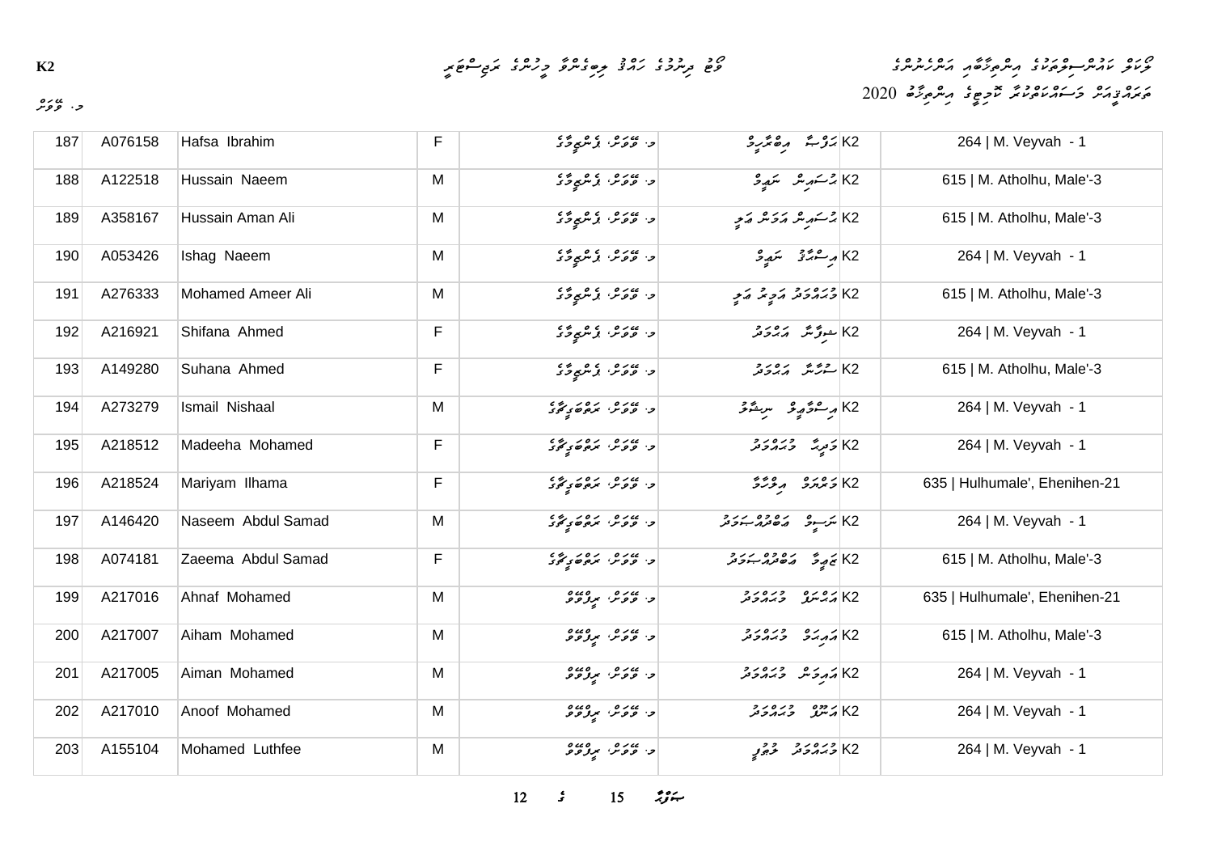| 187 | A076158 | Hafsa Ibrahim | F | د. ڤޭވަށް، ފެންވިލާގެ | ހަފްސާ އިބްރާހީމް K2 | 264 \| M. Veyvah - 1 |
|---|---|---|---|---|---|---|
| 188 | A122518 | Hussain Naeem | M | د. ڤޭވަށް، ފެންވިލާގެ | ހުސައިން ނަޢީމް K2 | 615 \| M. Atholhu, Male'-3 |
| 189 | A358167 | Hussain Aman Ali | M | د. ڤޭވަށް، ފެންވިލާގެ | ހުސައިން އަމާން އަލި K2 | 615 \| M. Atholhu, Male'-3 |
| 190 | A053426 | Ishag Naeem | M | د. ڤޭވަށް، ފެންވިލާގެ | އިސްޙާޤު ނަޢީމް K2 | 264 \| M. Veyvah - 1 |
| 191 | A276333 | Mohamed Ameer Ali | M | د. ڤޭވަށް، ފެންވިލާގެ | މުޙައްމަދު އަމީރު އަލި K2 | 615 \| M. Atholhu, Male'-3 |
| 192 | A216921 | Shifana Ahmed | F | د. ڤޭވަށް، ފެންވިލާގެ | ޝިފާނާ އަޙްމަދު K2 | 264 \| M. Veyvah - 1 |
| 193 | A149280 | Suhana Ahmed | F | د. ڤޭވަށް، ފެންވިލާގެ | ސުހާނާ އަޙްމަދު K2 | 615 \| M. Atholhu, Male'-3 |
| 194 | A273279 | Ismail Nishaal | M | د. ڤޭވަށް، ނަޖުބަހާރުގެ | އިސްމާޢީލް ނިޝާލް K2 | 264 \| M. Veyvah - 1 |
| 195 | A218512 | Madeeha Mohamed | F | د. ڤޭވަށް، ނަޖުބަހާރުގެ | މަދީޙާ މުޙައްމަދު K2 | 264 \| M. Veyvah - 1 |
| 196 | A218524 | Mariyam Ilhama | F | د. ڤޭވަށް، ނަޖުބަހާރުގެ | މަރިޔަމް އިލްހާމާ K2 | 635 \| Hulhumale', Ehenihen-21 |
| 197 | A146420 | Naseem Abdul Samad | M | د. ڤޭވަށް، ނަޖުބަހާރުގެ | ނަސީމް އަބްދުލްޞަމަދު K2 | 264 \| M. Veyvah - 1 |
| 198 | A074181 | Zaeema Abdul Samad | F | د. ڤޭވަށް، ނަޖުބަހާރުގެ | ޒަޢީމާ އަބްދުލްޞަމަދު K2 | 615 \| M. Atholhu, Male'-3 |
| 199 | A217016 | Ahnaf Mohamed | M | د. ڤޭވަށް، ނިލްވޭވް | އަޙްނަފް މުޙައްމަދު K2 | 635 \| Hulhumale', Ehenihen-21 |
| 200 | A217007 | Aiham Mohamed | M | د. ڤޭވަށް، ނިލްވޭވް | އައިހަމް މުޙައްމަދު K2 | 615 \| M. Atholhu, Male'-3 |
| 201 | A217005 | Aiman Mohamed | M | د. ڤޭވަށް، ނިލްވޭވް | އައިމަން މުޙައްމަދު K2 | 264 \| M. Veyvah - 1 |
| 202 | A217010 | Anoof Mohamed | M | د. ڤޭވަށް، ނިލްވޭވް | އަނޫފް މުޙައްމަދު K2 | 264 \| M. Veyvah - 1 |
| 203 | A155104 | Mohamed Luthfee | M | د. ڤޭވަށް، ނިލްވޭވް | މުޙައްމަދު ލުތުފީ K2 | 264 \| M. Veyvah - 1 |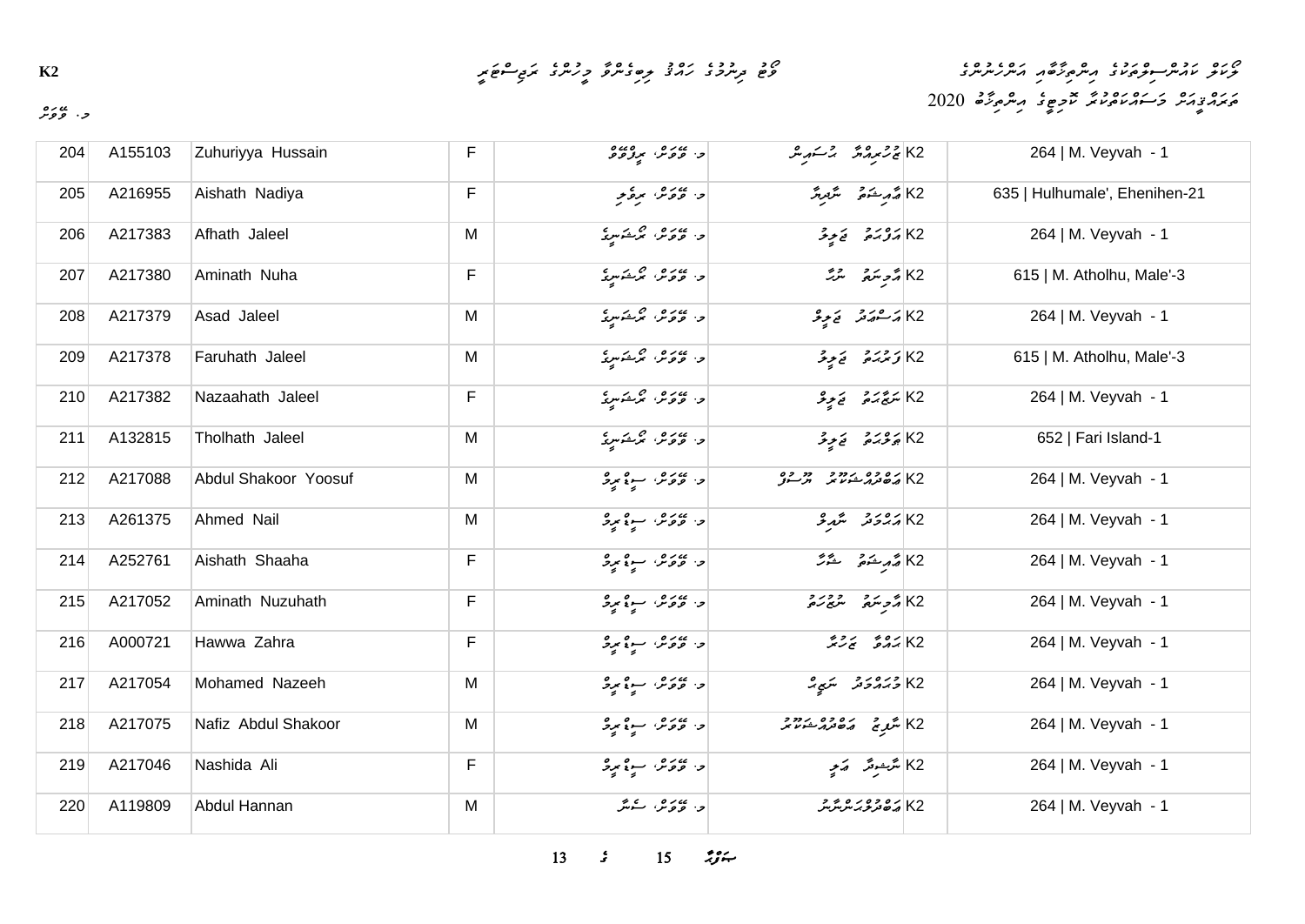| 204 | A155103 | Zuhuriyya Hussain | F | د. ވޭވަށް، ނިޔާވާވް | ޒުހުރިއްޔާ ހުސައިން K2 | 264 \| M. Veyvah - 1 |
|---|---|---|---|---|---|---|
| 205 | A216955 | Aishath Nadiya | F | د. ވޭވަށް، ނިވާވި | އާއިޝަތު ނާދިޔާ K2 | 635 \| Hulhumale', Ehenihen-21 |
| 206 | A217383 | Afhath Jaleel | M | د. ވޭވަށް، ރޯޝަނީގެ | އަފްހަތު ޖަލީލު K2 | 264 \| M. Veyvah - 1 |
| 207 | A217380 | Aminath Nuha | F | د. ވޭވަށް، ރޯޝަނީގެ | އާމިނަތު ނުހާ K2 | 615 \| M. Atholhu, Male'-3 |
| 208 | A217379 | Asad Jaleel | M | د. ވޭވަށް، ރޯޝަނީގެ | އަސްޢަދު ޖަލީލު K2 | 264 \| M. Veyvah - 1 |
| 209 | A217378 | Faruhath Jaleel | M | د. ވޭވަށް، ރޯޝަނީގެ | ފަރުހަތު ޖަލީލު K2 | 615 \| M. Atholhu, Male'-3 |
| 210 | A217382 | Nazaahath Jaleel | F | د. ވޭވަށް، ރޯޝަނީގެ | ނަޒާހަތު ޖަލީލު K2 | 264 \| M. Veyvah - 1 |
| 211 | A132815 | Tholhath Jaleel | M | د. ވޭވަށް، ރޯޝަނީގެ | ޠަލްހަތު ޖަލީލު K2 | 652 \| Fari Island-1 |
| 212 | A217088 | Abdul Shakoor Yoosuf | M | د. ވޭވަށް، ސިލްކްރޯޑް | އަބްދުލްޝަކޫރު ޔޫސުފް K2 | 264 \| M. Veyvah - 1 |
| 213 | A261375 | Ahmed Nail | M | د. ވޭވަށް، ސިލްކްރޯޑް | އަހްމަދު ނާއިލް K2 | 264 \| M. Veyvah - 1 |
| 214 | A252761 | Aishath Shaaha | F | د. ވޭވަށް، ސިލްކްރޯޑް | އާއިޝަތު ޝާހާ K2 | 264 \| M. Veyvah - 1 |
| 215 | A217052 | Aminath Nuzuhath | F | د. ވޭވަށް، ސިލްކްރޯޑް | އާމިނަތު ނުޒުހަތު K2 | 264 \| M. Veyvah - 1 |
| 216 | A000721 | Hawwa Zahra | F | د. ވޭވަށް، ސިލްކްރޯޑް | ހައްވާ ޒަހުރާ K2 | 264 \| M. Veyvah - 1 |
| 217 | A217054 | Mohamed Nazeeh | M | د. ވޭވަށް، ސިލްކްރޯޑް | މުހައްމަދު ނަޒީހު K2 | 264 \| M. Veyvah - 1 |
| 218 | A217075 | Nafiz Abdul Shakoor | M | د. ވޭވަށް، ސިލްކްރޯޑް | ނާފިޒް އަބްދުލްޝަކޫރު K2 | 264 \| M. Veyvah - 1 |
| 219 | A217046 | Nashida Ali | F | د. ވޭވަށް، ސިލްކްރޯޑް | ނާޝިދާ އަލި K2 | 264 \| M. Veyvah - 1 |
| 220 | A119809 | Abdul Hannan | M | د. ވޭވަށް، ސޭނާ | އަބްދުލްހަންނާން K2 | 264 \| M. Veyvah - 1 |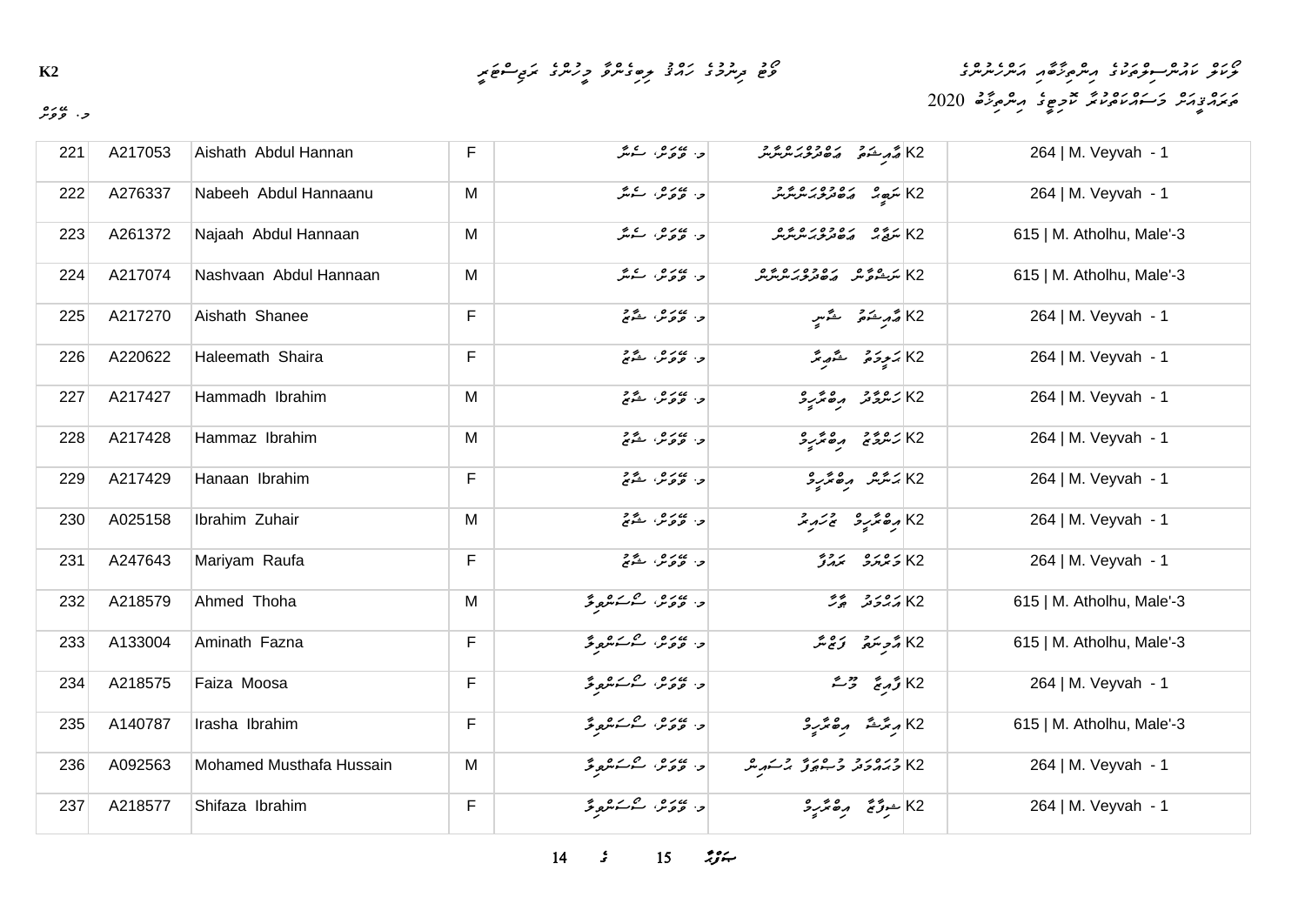| 221 | A217053 | Aishath Abdul Hannan | F | و. ވޭވަށް، ސަނީ | K2 ޢާއިޝަތު ޢަބްދުލްޙަންނާން | 264 \| M. Veyvah - 1 |
|---|---|---|---|---|---|---|
| 222 | A276337 | Nabeeh Abdul Hannaanu | M | و. ވޭވަށް، ސަނީ | K2 ނަބީހު ޢަބްދުލްޙަންނާނު | 264 \| M. Veyvah - 1 |
| 223 | A261372 | Najaah Abdul Hannaan | M | و. ވޭވަށް، ސަނީ | K2 ނަޖާހު ޢަބްދުލްޙަންނާން | 615 \| M. Atholhu, Male'-3 |
| 224 | A217074 | Nashvaan Abdul Hannaan | M | و. ވޭވަށް، ސަނީ | K2 ނަޝްވާން ޢަބްދުލްޙަންނާން | 615 \| M. Atholhu, Male'-3 |
| 225 | A217270 | Aishath Shanee | F | و. ވޭވަށް، ޝާޖު | K2 ޢާއިޝަތު ޝާނީ | 264 \| M. Veyvah - 1 |
| 226 | A220622 | Haleemath Shaira | F | و. ވޭވަށް، ޝާޖު | K2 ހަލީމަތު ޝާއިރާ | 264 \| M. Veyvah - 1 |
| 227 | A217427 | Hammadh Ibrahim | M | و. ވޭވަށް، ޝާޖު | K2 ހައްމާދު އިބްރާހީމް | 264 \| M. Veyvah - 1 |
| 228 | A217428 | Hammaz Ibrahim | M | و. ވޭވަށް، ޝާޖު | K2 ހައްމާޒް އިބްރާހީމް | 264 \| M. Veyvah - 1 |
| 229 | A217429 | Hanaan Ibrahim | F | و. ވޭވަށް، ޝާޖު | K2 ހަނާން އިބްރާހީމް | 264 \| M. Veyvah - 1 |
| 230 | A025158 | Ibrahim Zuhair | M | و. ވޭވަށް، ޝާޖު | K2 އިބްރާހީމް ޒުހައިރު | 264 \| M. Veyvah - 1 |
| 231 | A247643 | Mariyam Raufa | F | و. ވޭވަށް، ޝާޖު | K2 މަރިޔަމް ރަޢުފާ | 264 \| M. Veyvah - 1 |
| 232 | A218579 | Ahmed Thoha | M | و. ވޭވަށް، ސުސަންވިލާ | K2 އަޙްމަދު ޠާހާ | 615 \| M. Atholhu, Male'-3 |
| 233 | A133004 | Aminath Fazna | F | و. ވޭވަށް، ސުސަންވިލާ | K2 އާމިނަތު ފަޒްނާ | 615 \| M. Atholhu, Male'-3 |
| 234 | A218575 | Faiza Moosa | F | و. ވޭވަށް، ސުސަންވިލާ | K2 ފާއިޒާ މޫސާ | 264 \| M. Veyvah - 1 |
| 235 | A140787 | Irasha Ibrahim | F | و. ވޭވަށް، ސުސަންވިލާ | K2 އިރާޝާ އިބްރާހީމް | 615 \| M. Atholhu, Male'-3 |
| 236 | A092563 | Mohamed Musthafa Hussain | M | و. ވޭވަށް، ސުސަންވިލާ | K2 މުޙައްމަދު މުސްތަފާ ޙުސައިން | 264 \| M. Veyvah - 1 |
| 237 | A218577 | Shifaza Ibrahim | F | و. ވޭވަށް، ސުސަންވިލާ | K2 ޝިފާޒާ އިބްރާހީމް | 264 \| M. Veyvah - 1 |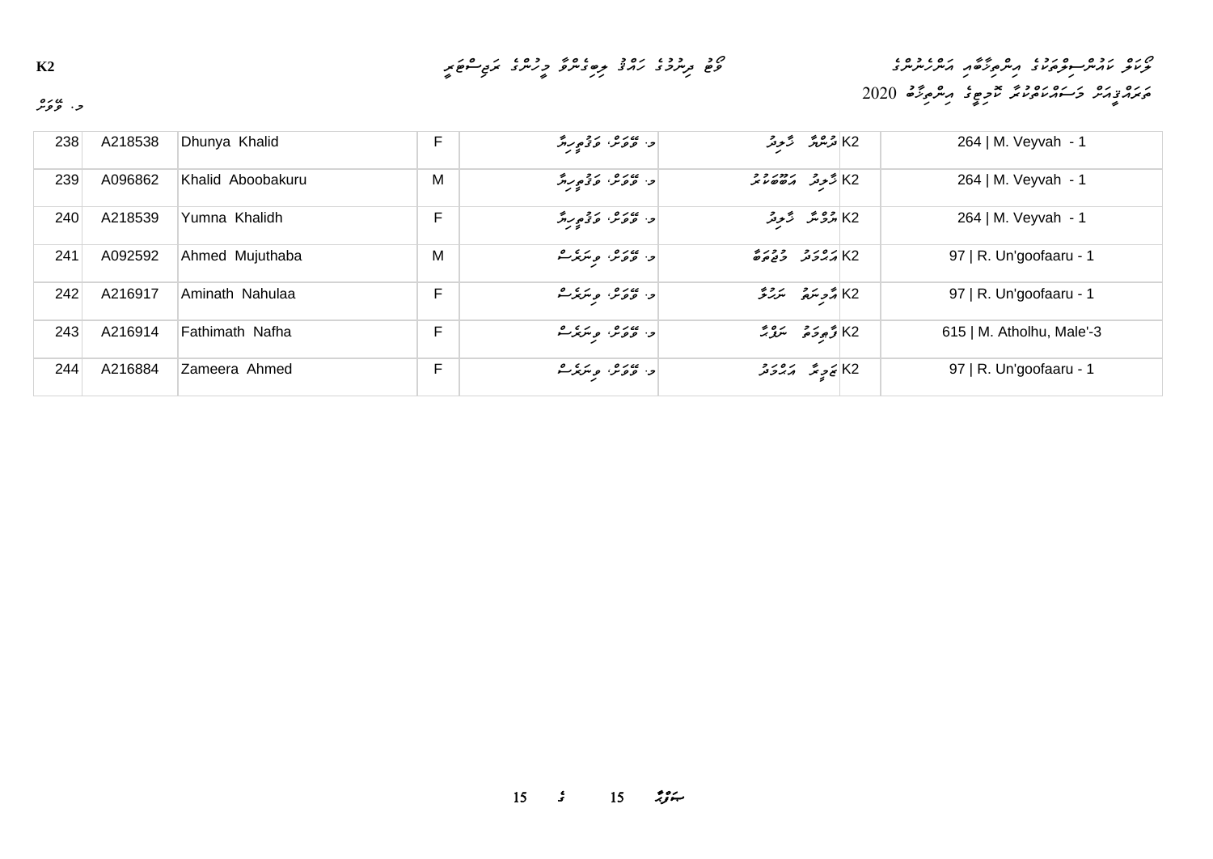| | | | | | | |
|---|---|---|---|---|---|---|
| 238 | A218538 | Dhunya Khalid | F | މ. ވޭވަށް، ވަމްތީރިއާ | ދުންޔާ ޚާލިދު K2 | 264 \| M. Veyvah - 1 |
| 239 | A096862 | Khalid Aboobakuru | M | މ. ވޭވަށް، ވަމްތީރިއާ | ޚާލިދު އަބޫބަކުރު K2 | 264 \| M. Veyvah - 1 |
| 240 | A218539 | Yumna Khalidh | F | މ. ވޭވަށް، ވަމްތީރިއާ | ޔުމްނާ ޚާލިދު K2 | 264 \| M. Veyvah - 1 |
| 241 | A092592 | Ahmed Mujuthaba | M | މ. ވޭވަށް، ވިނަރަސް | އަހުމަދު މުޖުތަބާ K2 | 97 \| R. Un'goofaaru - 1 |
| 242 | A216917 | Aminath Nahulaa | F | މ. ވޭވަށް، ވިނަރަސް | އާމިނަތު ނަހުލާ K2 | 97 \| R. Un'goofaaru - 1 |
| 243 | A216914 | Fathimath Nafha | F | މ. ވޭވަށް، ވިނަރަސް | ފާތިމަތު ނަފްހާ K2 | 615 \| M. Atholhu, Male'-3 |
| 244 | A216884 | Zameera Ahmed | F | މ. ވޭވަށް، ވިނަރަސް | ޒަމީރާ އަހުމަދު K2 | 97 \| R. Un'goofaaru - 1 |